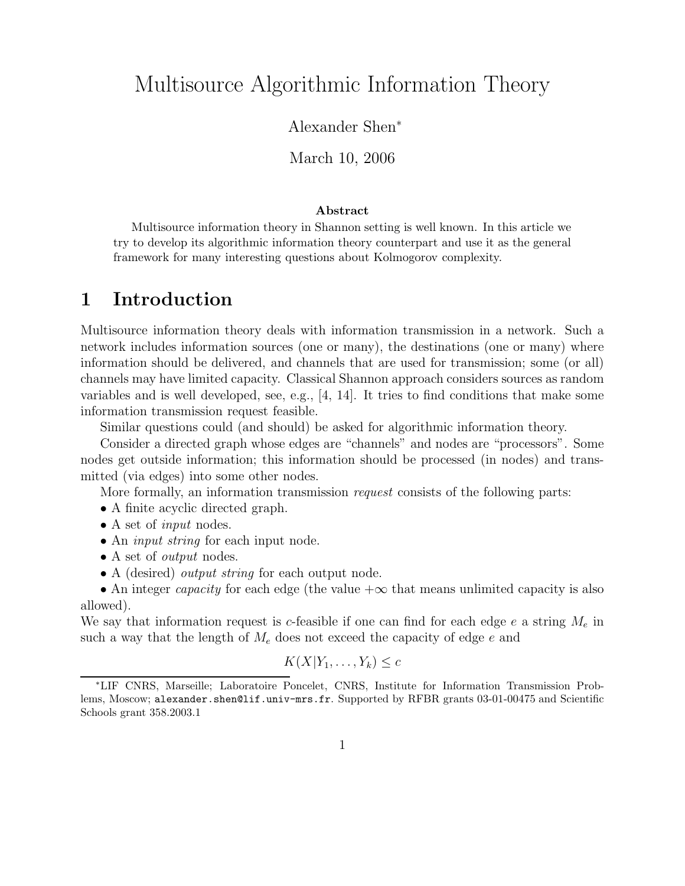# Multisource Algorithmic Information Theory

Alexander Shen*

March 10, 2006

### Abstract

Multisource information theory in Shannon setting is well known. In this article we try to develop its algorithmic information theory counterpart and use it as the general framework for many interesting questions about Kolmogorov complexity.

## 1 Introduction

Multisource information theory deals with information transmission in a network. Such a network includes information sources (one or many), the destinations (one or many) where information should be delivered, and channels that are used for transmission; some (or all) channels may have limited capacity. Classical Shannon approach considers sources as random variables and is well developed, see, e.g., [4, 14]. It tries to find conditions that make some information transmission request feasible.

Similar questions could (and should) be asked for algorithmic information theory.

Consider a directed graph whose edges are "channels" and nodes are "processors". Some nodes get outside information; this information should be processed (in nodes) and transmitted (via edges) into some other nodes.

More formally, an information transmission *request* consists of the following parts:

- A finite acyclic directed graph.
- A set of *input* nodes.
- An *input string* for each input node.
- A set of *output* nodes.
- A (desired) *output string* for each output node.
- An integer *capacity* for each edge (the value $+\infty$ that means unlimited capacity is also allowed).

We say that information request is $c$-feasible if one can find for each edge $e$ a string $M_e$ in such a way that the length of $M_e$ does not exceed the capacity of edge $e$ and

$$K(X|Y_1, \ldots, Y_k) \leq c$$

*LIF CNRS, Marseille; Laboratoire Poncelet, CNRS, Institute for Information Transmission Problems, Moscow; alexander.shen@lif.univ-mrs.fr. Supported by RFBR grants 03-01-00475 and Scientific Schools grant 358.2003.1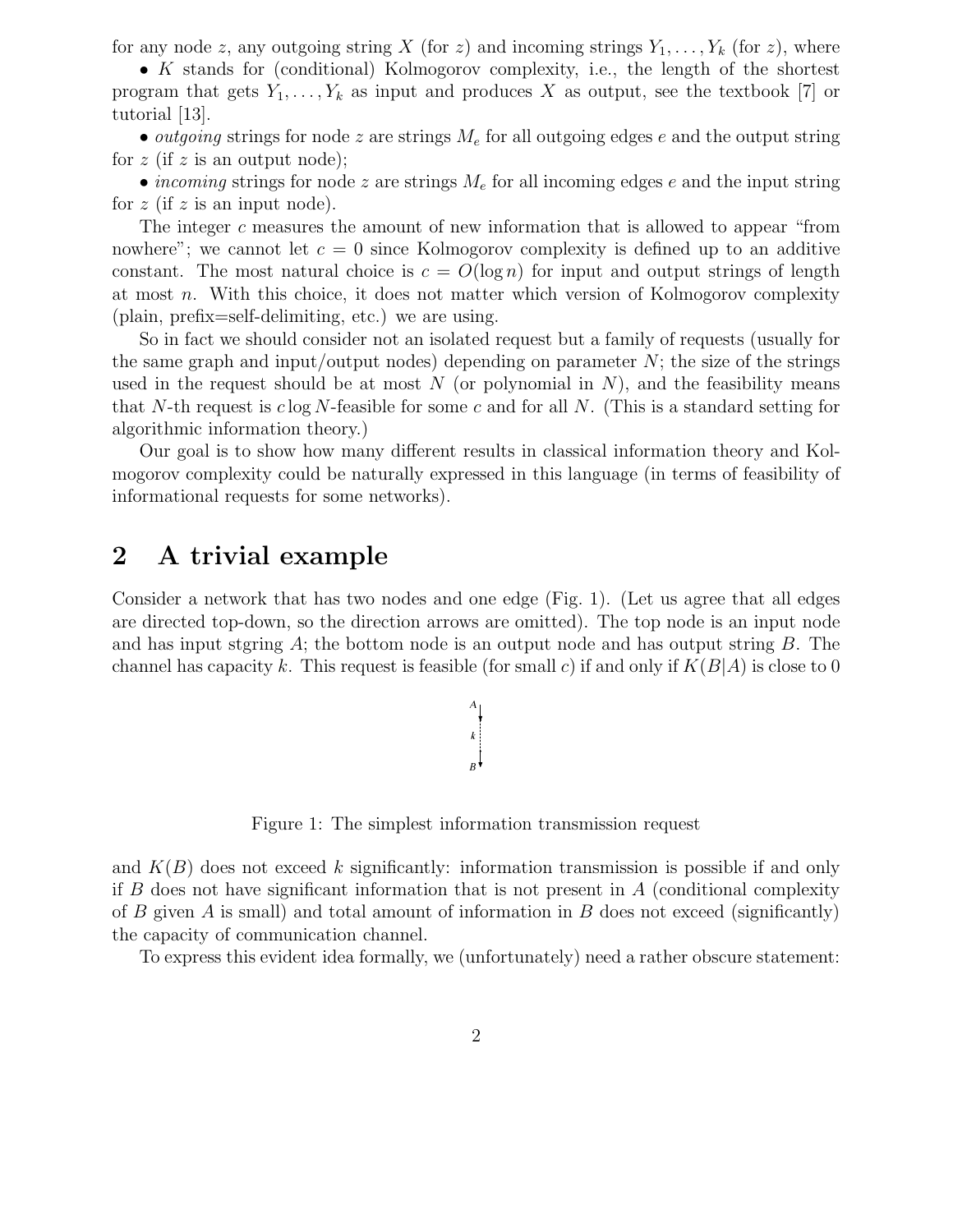for any node $z$, any outgoing string $X$ (for $z$) and incoming strings $Y_1, \ldots, Y_k$ (for $z$), where

- $K$ stands for (conditional) Kolmogorov complexity, i.e., the length of the shortest program that gets $Y_1, \ldots, Y_k$ as input and produces $X$ as output, see the textbook [7] or tutorial [13].
- *outgoing* strings for node $z$ are strings $M_e$ for all outgoing edges $e$ and the output string for $z$ (if $z$ is an output node);
- *incoming* strings for node $z$ are strings $M_e$ for all incoming edges $e$ and the input string for $z$ (if $z$ is an input node).

The integer $c$ measures the amount of new information that is allowed to appear "from nowhere"; we cannot let $c = 0$ since Kolmogorov complexity is defined up to an additive constant. The most natural choice is $c = O(\log n)$ for input and output strings of length at most $n$. With this choice, it does not matter which version of Kolmogorov complexity (plain, prefix=self-delimiting, etc.) we are using.

So in fact we should consider not an isolated request but a family of requests (usually for the same graph and input/output nodes) depending on parameter $N$; the size of the strings used in the request should be at most $N$ (or polynomial in $N$), and the feasibility means that $N$-th request is $c \log N$-feasible for some $c$ and for all $N$. (This is a standard setting for algorithmic information theory.)

Our goal is to show how many different results in classical information theory and Kolmogorov complexity could be naturally expressed in this language (in terms of feasibility of informational requests for some networks).

## 2 A trivial example

Consider a network that has two nodes and one edge (Fig. 1). (Let us agree that all edges are directed top-down, so the direction arrows are omitted). The top node is an input node and has input stgring $A$; the bottom node is an output node and has output string $B$. The channel has capacity $k$. This request is feasible (for small $c$) if and only if $K(B|A)$ is close to 0

A

k

B

Figure 1: The simplest information transmission request

and $K(B)$ does not exceed $k$ significantly: information transmission is possible if and only if $B$ does not have significant information that is not present in $A$ (conditional complexity of $B$ given $A$ is small) and total amount of information in $B$ does not exceed (significantly) the capacity of communication channel.

To express this evident idea formally, we (unfortunately) need a rather obscure statement: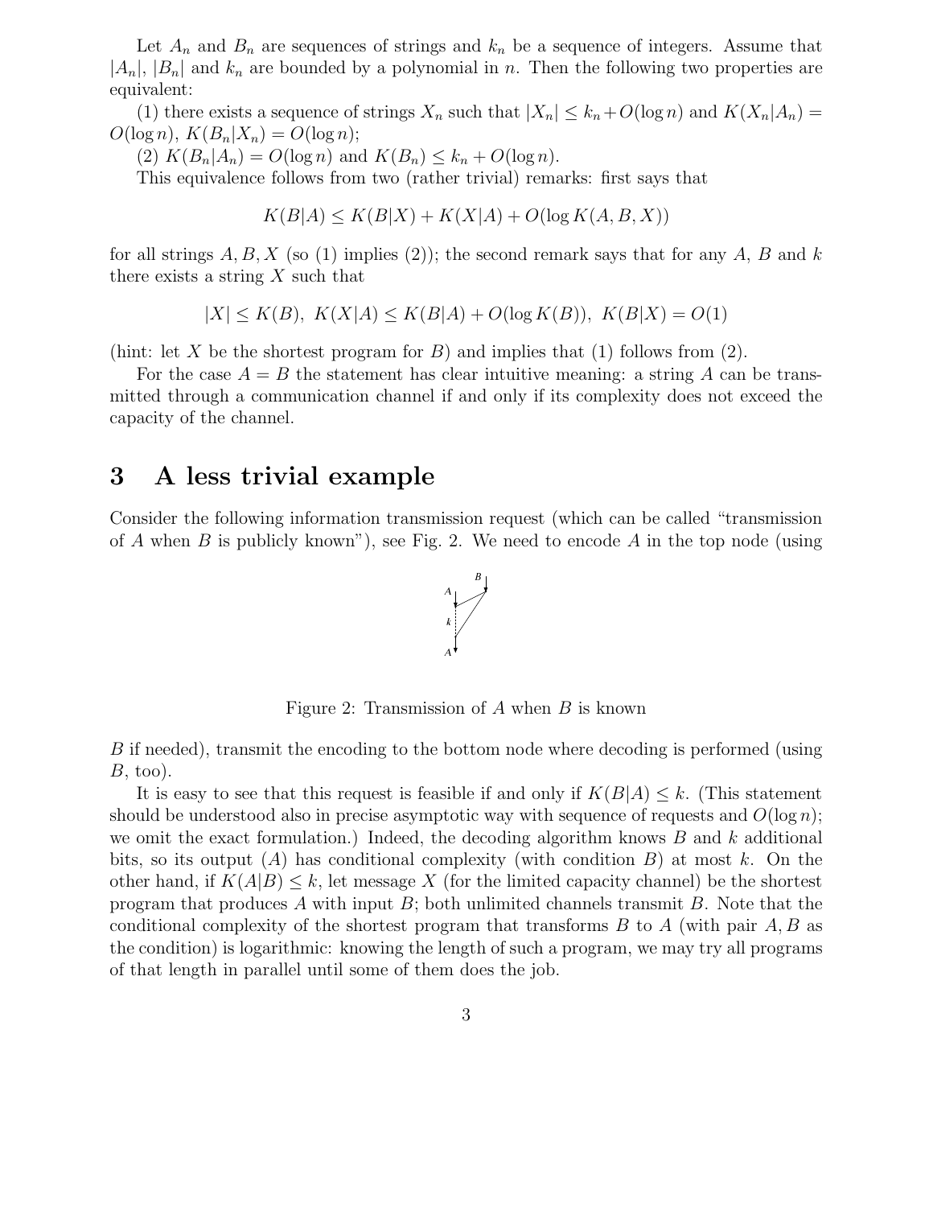Let $A_n$ and $B_n$ are sequences of strings and $k_n$ be a sequence of integers. Assume that $|A_n|$, $|B_n|$ and $k_n$ are bounded by a polynomial in $n$. Then the following two properties are equivalent:

(1) there exists a sequence of strings $X_n$ such that $|X_n| \leq k_n + O(\log n)$ and $K(X_n|A_n) = O(\log n)$, $K(B_n|X_n) = O(\log n)$;

(2) $K(B_n|A_n) = O(\log n)$ and $K(B_n) \leq k_n + O(\log n)$.

This equivalence follows from two (rather trivial) remarks: first says that

$$K(B|A) \leq K(B|X) + K(X|A) + O(\log K(A, B, X))$$

for all strings $A, B, X$ (so (1) implies (2)); the second remark says that for any $A$, $B$ and $k$ there exists a string $X$ such that

$$|X| \leq K(B),\ K(X|A) \leq K(B|A) + O(\log K(B)),\ K(B|X) = O(1)$$

(hint: let $X$ be the shortest program for $B$) and implies that (1) follows from (2).

For the case $A = B$ the statement has clear intuitive meaning: a string $A$ can be transmitted through a communication channel if and only if its complexity does not exceed the capacity of the channel.

# 3 A less trivial example

Consider the following information transmission request (which can be called "transmission of $A$ when $B$ is publicly known"), see Fig. 2. We need to encode $A$ in the top node (using $B$ if needed), transmit the encoding to the bottom node where decoding is performed (using $B$, too).

Figure 2: Transmission of $A$ when $B$ is known

It is easy to see that this request is feasible if and only if $K(B|A) \leq k$. (This statement should be understood also in precise asymptotic way with sequence of requests and $O(\log n)$; we omit the exact formulation.) Indeed, the decoding algorithm knows $B$ and $k$ additional bits, so its output ($A$) has conditional complexity (with condition $B$) at most $k$. On the other hand, if $K(A|B) \leq k$, let message $X$ (for the limited capacity channel) be the shortest program that produces $A$ with input $B$; both unlimited channels transmit $B$. Note that the conditional complexity of the shortest program that transforms $B$ to $A$ (with pair $A, B$ as the condition) is logarithmic: knowing the length of such a program, we may try all programs of that length in parallel until some of them does the job.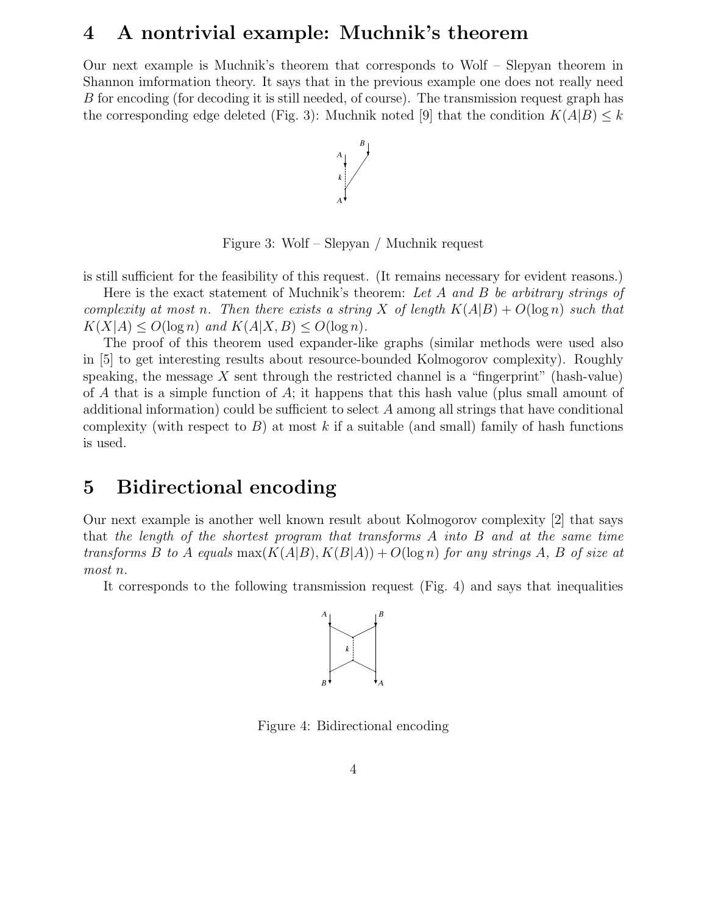## 4 A nontrivial example: Muchnik's theorem

Our next example is Muchnik's theorem that corresponds to Wolf – Slepyan theorem in Shannon imformation theory. It says that in the previous example one does not really need $B$ for encoding (for decoding it is still needed, of course). The transmission request graph has the corresponding edge deleted (Fig. 3): Muchnik noted [9] that the condition $K(A|B) \leq k$

Figure 3: Wolf – Slepyan / Muchnik request

is still sufficient for the feasibility of this request. (It remains necessary for evident reasons.)

Here is the exact statement of Muchnik's theorem: *Let $A$ and $B$ be arbitrary strings of complexity at most $n$. Then there exists a string $X$ of length $K(A|B) + O(\log n)$ such that $K(X|A) \leq O(\log n)$ and $K(A|X, B) \leq O(\log n)$.*

The proof of this theorem used expander-like graphs (similar methods were used also in [5] to get interesting results about resource-bounded Kolmogorov complexity). Roughly speaking, the message $X$ sent through the restricted channel is a "fingerprint" (hash-value) of $A$ that is a simple function of $A$; it happens that this hash value (plus small amount of additional information) could be sufficient to select $A$ among all strings that have conditional complexity (with respect to $B$) at most $k$ if a suitable (and small) family of hash functions is used.

## 5 Bidirectional encoding

Our next example is another well known result about Kolmogorov complexity [2] that says that *the length of the shortest program that transforms $A$ into $B$ and at the same time transforms $B$ to $A$ equals* $\max(K(A|B), K(B|A)) + O(\log n)$ *for any strings $A$, $B$ of size at most $n$.*

It corresponds to the following transmission request (Fig. 4) and says that inequalities

Figure 4: Bidirectional encoding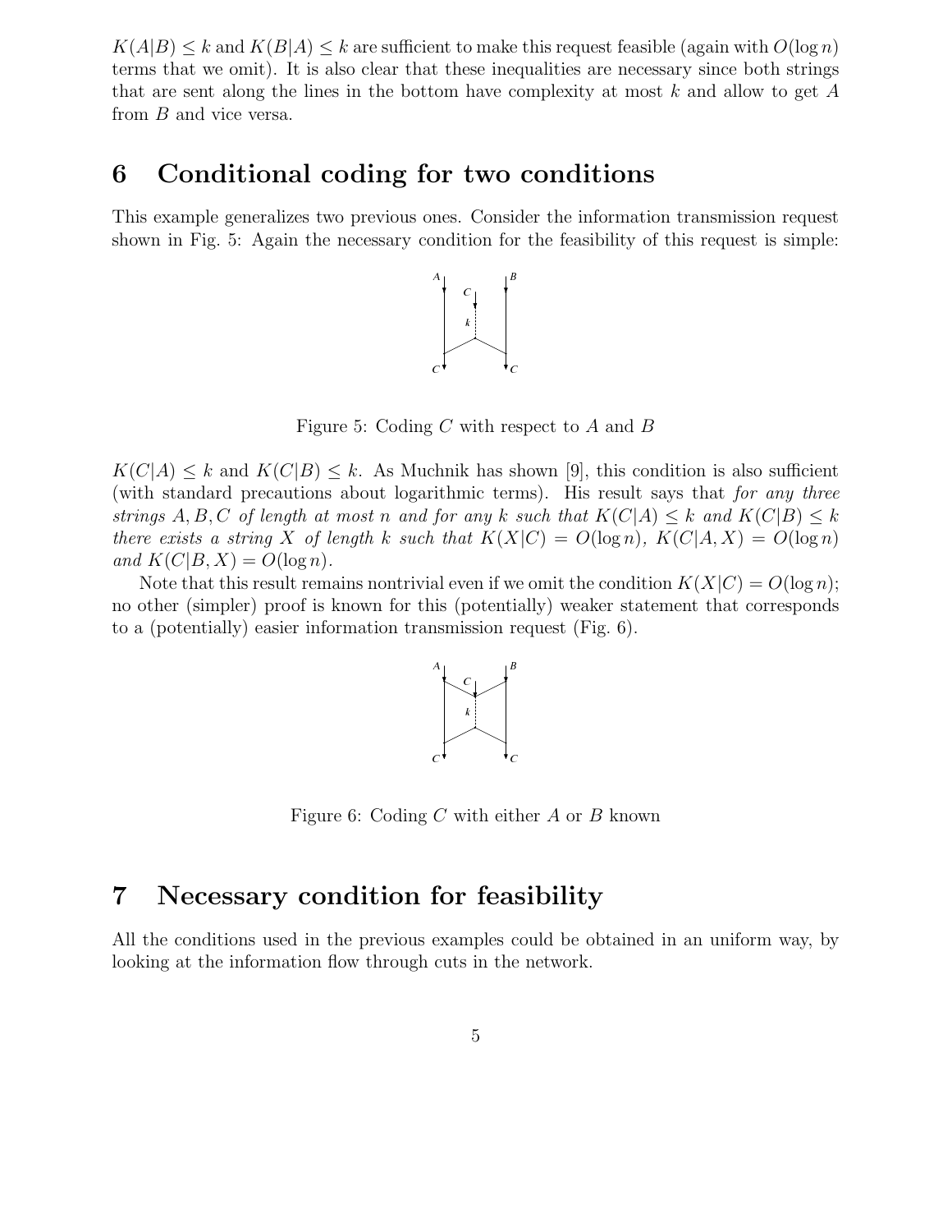$K(A|B) \leq k$ and $K(B|A) \leq k$ are sufficient to make this request feasible (again with $O(\log n)$ terms that we omit). It is also clear that these inequalities are necessary since both strings that are sent along the lines in the bottom have complexity at most $k$ and allow to get $A$ from $B$ and vice versa.

## 6 Conditional coding for two conditions

This example generalizes two previous ones. Consider the information transmission request shown in Fig. 5: Again the necessary condition for the feasibility of this request is simple:

Figure 5: Coding $C$ with respect to $A$ and $B$

$K(C|A) \leq k$ and $K(C|B) \leq k$. As Muchnik has shown [9], this condition is also sufficient (with standard precautions about logarithmic terms). His result says that *for any three strings $A, B, C$ of length at most $n$ and for any $k$ such that $K(C|A) \leq k$ and $K(C|B) \leq k$ there exists a string $X$ of length $k$ such that $K(X|C) = O(\log n)$, $K(C|A, X) = O(\log n)$ and $K(C|B, X) = O(\log n)$.*

Note that this result remains nontrivial even if we omit the condition $K(X|C) = O(\log n)$; no other (simpler) proof is known for this (potentially) weaker statement that corresponds to a (potentially) easier information transmission request (Fig. 6).

Figure 6: Coding $C$ with either $A$ or $B$ known

## 7 Necessary condition for feasibility

All the conditions used in the previous examples could be obtained in an uniform way, by looking at the information flow through cuts in the network.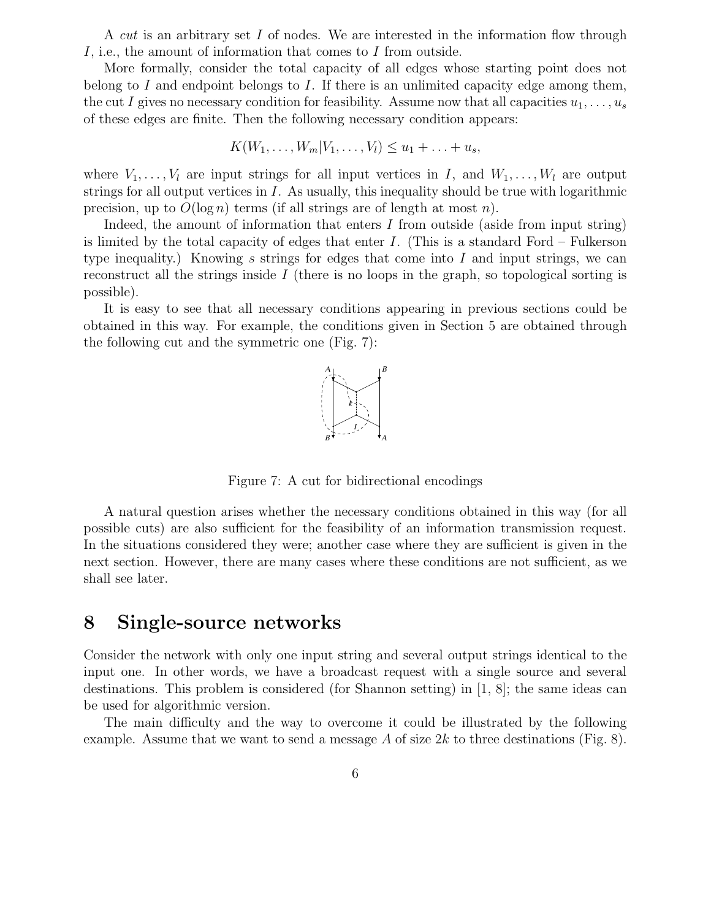A *cut* is an arbitrary set $I$ of nodes. We are interested in the information flow through $I$, i.e., the amount of information that comes to $I$ from outside.

More formally, consider the total capacity of all edges whose starting point does not belong to $I$ and endpoint belongs to $I$. If there is an unlimited capacity edge among them, the cut $I$ gives no necessary condition for feasibility. Assume now that all capacities $u_1, \ldots, u_s$ of these edges are finite. Then the following necessary condition appears:

$$K(W_1, \ldots, W_m | V_1, \ldots, V_l) \leq u_1 + \ldots + u_s,$$

where $V_1, \ldots, V_l$ are input strings for all input vertices in $I$, and $W_1, \ldots, W_l$ are output strings for all output vertices in $I$. As usually, this inequality should be true with logarithmic precision, up to $O(\log n)$ terms (if all strings are of length at most $n$).

Indeed, the amount of information that enters $I$ from outside (aside from input string) is limited by the total capacity of edges that enter $I$. (This is a standard Ford – Fulkerson type inequality.) Knowing $s$ strings for edges that come into $I$ and input strings, we can reconstruct all the strings inside $I$ (there is no loops in the graph, so topological sorting is possible).

It is easy to see that all necessary conditions appearing in previous sections could be obtained in this way. For example, the conditions given in Section 5 are obtained through the following cut and the symmetric one (Fig. 7):

A B k I B A

Figure 7: A cut for bidirectional encodings

A natural question arises whether the necessary conditions obtained in this way (for all possible cuts) are also sufficient for the feasibility of an information transmission request. In the situations considered they were; another case where they are sufficient is given in the next section. However, there are many cases where these conditions are not sufficient, as we shall see later.

# 8 Single-source networks

Consider the network with only one input string and several output strings identical to the input one. In other words, we have a broadcast request with a single source and several destinations. This problem is considered (for Shannon setting) in [1, 8]; the same ideas can be used for algorithmic version.

The main difficulty and the way to overcome it could be illustrated by the following example. Assume that we want to send a message $A$ of size $2k$ to three destinations (Fig. 8).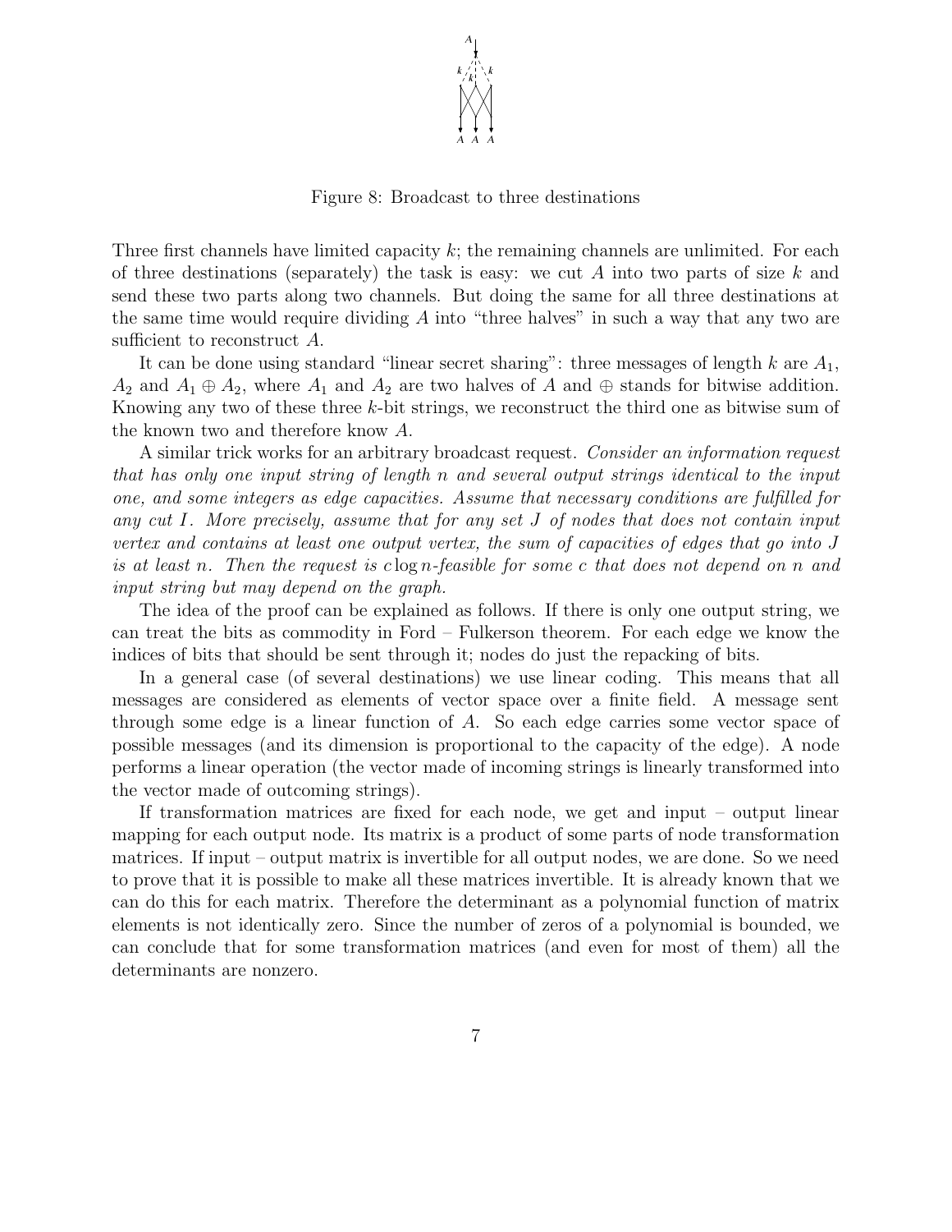A

k k k

A A A

Figure 8: Broadcast to three destinations

Three first channels have limited capacity $k$; the remaining channels are unlimited. For each of three destinations (separately) the task is easy: we cut $A$ into two parts of size $k$ and send these two parts along two channels. But doing the same for all three destinations at the same time would require dividing $A$ into "three halves" in such a way that any two are sufficient to reconstruct $A$.

It can be done using standard "linear secret sharing": three messages of length $k$ are $A_1$, $A_2$ and $A_1 \oplus A_2$, where $A_1$ and $A_2$ are two halves of $A$ and $\oplus$ stands for bitwise addition. Knowing any two of these three $k$-bit strings, we reconstruct the third one as bitwise sum of the known two and therefore know $A$.

A similar trick works for an arbitrary broadcast request. *Consider an information request that has only one input string of length $n$ and several output strings identical to the input one, and some integers as edge capacities. Assume that necessary conditions are fulfilled for any cut $I$. More precisely, assume that for any set $J$ of nodes that does not contain input vertex and contains at least one output vertex, the sum of capacities of edges that go into $J$ is at least $n$. Then the request is $c \log n$-feasible for some $c$ that does not depend on $n$ and input string but may depend on the graph.*

The idea of the proof can be explained as follows. If there is only one output string, we can treat the bits as commodity in Ford – Fulkerson theorem. For each edge we know the indices of bits that should be sent through it; nodes do just the repacking of bits.

In a general case (of several destinations) we use linear coding. This means that all messages are considered as elements of vector space over a finite field. A message sent through some edge is a linear function of $A$. So each edge carries some vector space of possible messages (and its dimension is proportional to the capacity of the edge). A node performs a linear operation (the vector made of incoming strings is linearly transformed into the vector made of outcoming strings).

If transformation matrices are fixed for each node, we get and input – output linear mapping for each output node. Its matrix is a product of some parts of node transformation matrices. If input – output matrix is invertible for all output nodes, we are done. So we need to prove that it is possible to make all these matrices invertible. It is already known that we can do this for each matrix. Therefore the determinant as a polynomial function of matrix elements is not identically zero. Since the number of zeros of a polynomial is bounded, we can conclude that for some transformation matrices (and even for most of them) all the determinants are nonzero.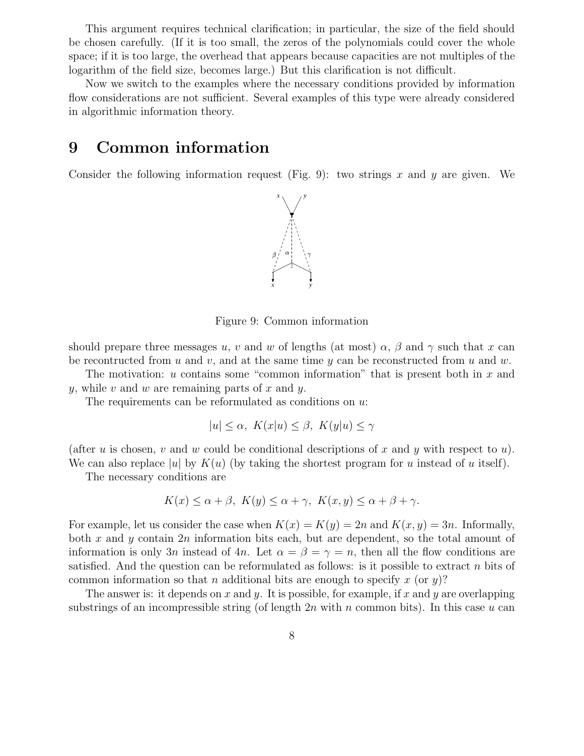This argument requires technical clarification; in particular, the size of the field should be chosen carefully. (If it is too small, the zeros of the polynomials could cover the whole space; if it is too large, the overhead that appears because capacities are not multiples of the logarithm of the field size, becomes large.) But this clarification is not difficult.

Now we switch to the examples where the necessary conditions provided by information flow considerations are not sufficient. Several examples of this type were already considered in algorithmic information theory.

# 9 Common information

Consider the following information request (Fig. 9): two strings $x$ and $y$ are given. We should prepare three messages $u$, $v$ and $w$ of lengths (at most) $\alpha$, $\beta$ and $\gamma$ such that $x$ can be recontructed from $u$ and $v$, and at the same time $y$ can be reconstructed from $u$ and $w$.

Figure 9: Common information

The motivation: $u$ contains some "common information" that is present both in $x$ and $y$, while $v$ and $w$ are remaining parts of $x$ and $y$.

The requirements can be reformulated as conditions on $u$:

$$|u| \leq \alpha,\ K(x|u) \leq \beta,\ K(y|u) \leq \gamma$$

(after $u$ is chosen, $v$ and $w$ could be conditional descriptions of $x$ and $y$ with respect to $u$). We can also replace $|u|$ by $K(u)$ (by taking the shortest program for $u$ instead of $u$ itself).

The necessary conditions are

$$K(x) \leq \alpha + \beta,\ K(y) \leq \alpha + \gamma,\ K(x, y) \leq \alpha + \beta + \gamma.$$

For example, let us consider the case when $K(x) = K(y) = 2n$ and $K(x, y) = 3n$. Informally, both $x$ and $y$ contain $2n$ information bits each, but are dependent, so the total amount of information is only $3n$ instead of $4n$. Let $\alpha = \beta = \gamma = n$, then all the flow conditions are satisfied. And the question can be reformulated as follows: is it possible to extract $n$ bits of common information so that $n$ additional bits are enough to specify $x$ (or $y$)?

The answer is: it depends on $x$ and $y$. It is possible, for example, if $x$ and $y$ are overlapping substrings of an incompressible string (of length $2n$ with $n$ common bits). In this case $u$ can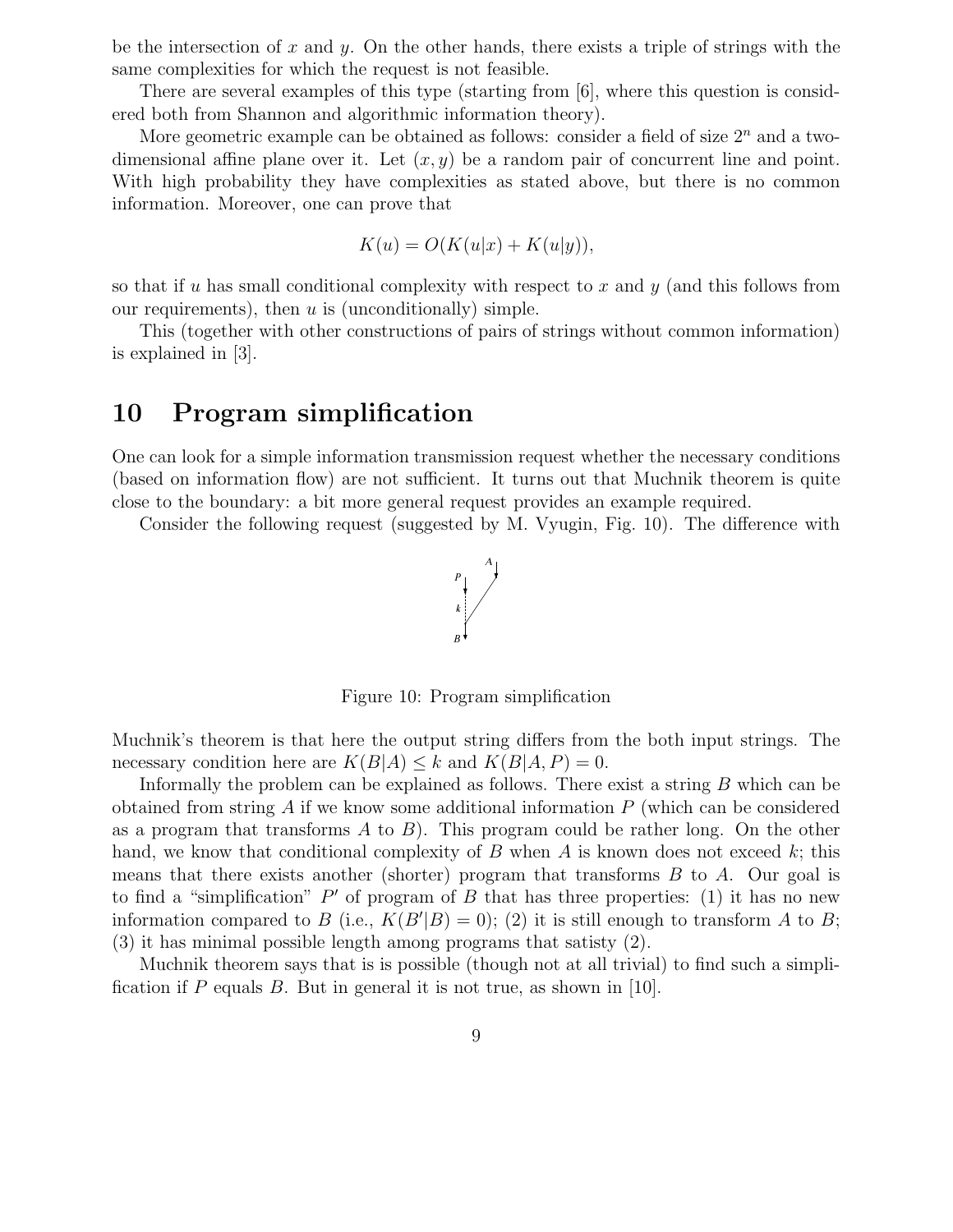be the intersection of $x$ and $y$. On the other hands, there exists a triple of strings with the same complexities for which the request is not feasible.

There are several examples of this type (starting from [6], where this question is considered both from Shannon and algorithmic information theory).

More geometric example can be obtained as follows: consider a field of size $2^n$ and a two-dimensional affine plane over it. Let $(x, y)$ be a random pair of concurrent line and point. With high probability they have complexities as stated above, but there is no common information. Moreover, one can prove that

$$K(u) = O(K(u|x) + K(u|y)),$$

so that if $u$ has small conditional complexity with respect to $x$ and $y$ (and this follows from our requirements), then $u$ is (unconditionally) simple.

This (together with other constructions of pairs of strings without common information) is explained in [3].

# 10 Program simplification

One can look for a simple information transmission request whether the necessary conditions (based on information flow) are not sufficient. It turns out that Muchnik theorem is quite close to the boundary: a bit more general request provides an example required.

Consider the following request (suggested by M. Vyugin, Fig. 10). The difference with

Figure 10: Program simplification

Muchnik's theorem is that here the output string differs from the both input strings. The necessary condition here are $K(B|A) \leq k$ and $K(B|A, P) = 0$.

Informally the problem can be explained as follows. There exist a string $B$ which can be obtained from string $A$ if we know some additional information $P$ (which can be considered as a program that transforms $A$ to $B$). This program could be rather long. On the other hand, we know that conditional complexity of $B$ when $A$ is known does not exceed $k$; this means that there exists another (shorter) program that transforms $B$ to $A$. Our goal is to find a "simplification" $P'$ of program of $B$ that has three properties: (1) it has no new information compared to $B$ (i.e., $K(B'|B) = 0$); (2) it is still enough to transform $A$ to $B$; (3) it has minimal possible length among programs that satisty (2).

Muchnik theorem says that is is possible (though not at all trivial) to find such a simplification if $P$ equals $B$. But in general it is not true, as shown in [10].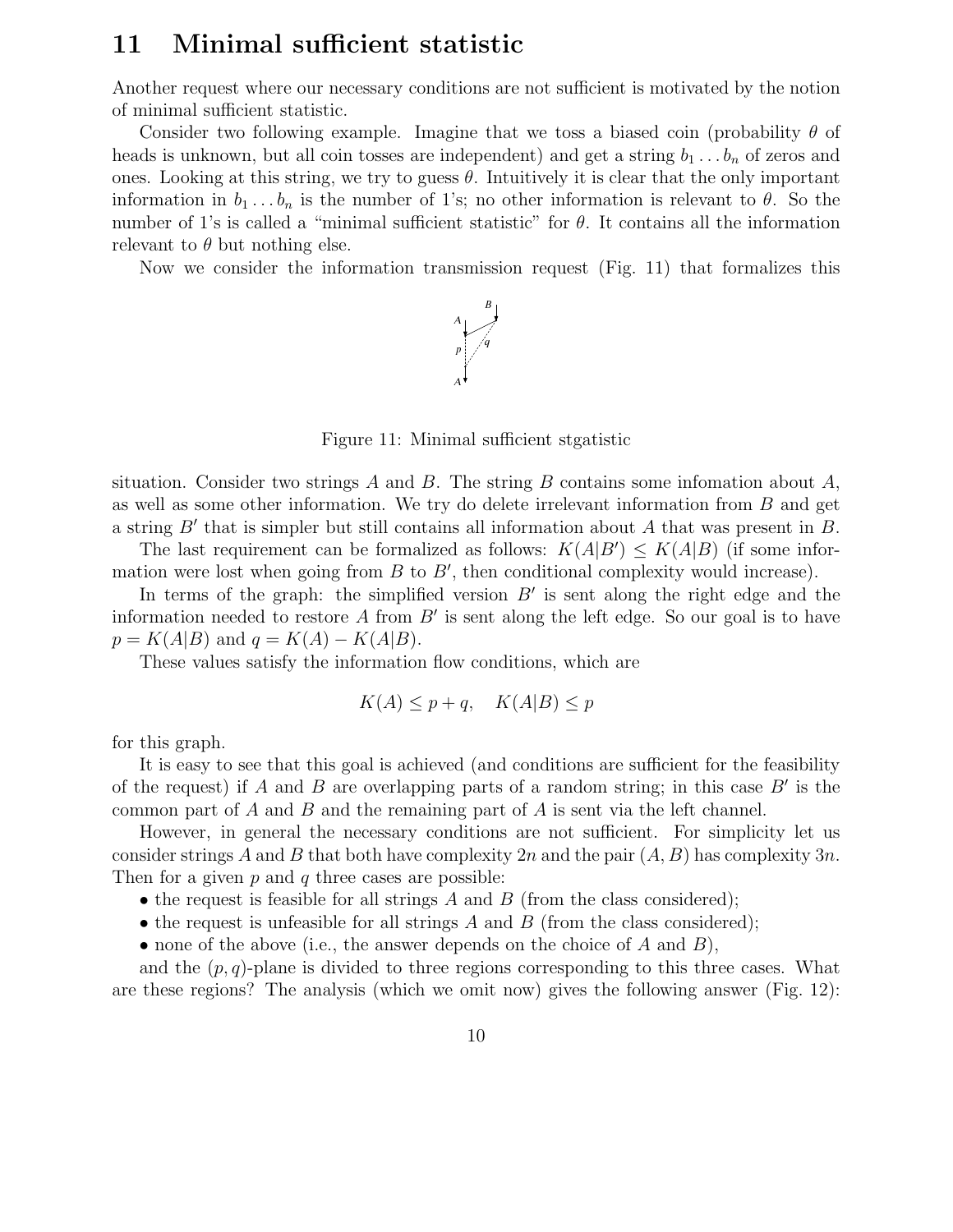# 11 Minimal sufficient statistic

Another request where our necessary conditions are not sufficient is motivated by the notion of minimal sufficient statistic.

Consider two following example. Imagine that we toss a biased coin (probability $\theta$ of heads is unknown, but all coin tosses are independent) and get a string $b_1 \ldots b_n$ of zeros and ones. Looking at this string, we try to guess $\theta$. Intuitively it is clear that the only important information in $b_1 \ldots b_n$ is the number of 1's; no other information is relevant to $\theta$. So the number of 1's is called a "minimal sufficient statistic" for $\theta$. It contains all the information relevant to $\theta$ but nothing else.

Now we consider the information transmission request (Fig. 11) that formalizes this

B
A
q
p
A

Figure 11: Minimal sufficient stgatistic

situation. Consider two strings $A$ and $B$. The string $B$ contains some infomation about $A$, as well as some other information. We try do delete irrelevant information from $B$ and get a string $B'$ that is simpler but still contains all information about $A$ that was present in $B$.

The last requirement can be formalized as follows: $K(A|B') \leq K(A|B)$ (if some information were lost when going from $B$ to $B'$, then conditional complexity would increase).

In terms of the graph: the simplified version $B'$ is sent along the right edge and the information needed to restore $A$ from $B'$ is sent along the left edge. So our goal is to have $p = K(A|B)$ and $q = K(A) - K(A|B)$.

These values satisfy the information flow conditions, which are

$$K(A) \leq p + q, \quad K(A|B) \leq p$$

for this graph.

It is easy to see that this goal is achieved (and conditions are sufficient for the feasibility of the request) if $A$ and $B$ are overlapping parts of a random string; in this case $B'$ is the common part of $A$ and $B$ and the remaining part of $A$ is sent via the left channel.

However, in general the necessary conditions are not sufficient. For simplicity let us consider strings $A$ and $B$ that both have complexity $2n$ and the pair $(A, B)$ has complexity $3n$. Then for a given $p$ and $q$ three cases are possible:

- the request is feasible for all strings $A$ and $B$ (from the class considered);
- the request is unfeasible for all strings $A$ and $B$ (from the class considered);
- none of the above (i.e., the answer depends on the choice of $A$ and $B$),

and the $(p, q)$-plane is divided to three regions corresponding to this three cases. What are these regions? The analysis (which we omit now) gives the following answer (Fig. 12):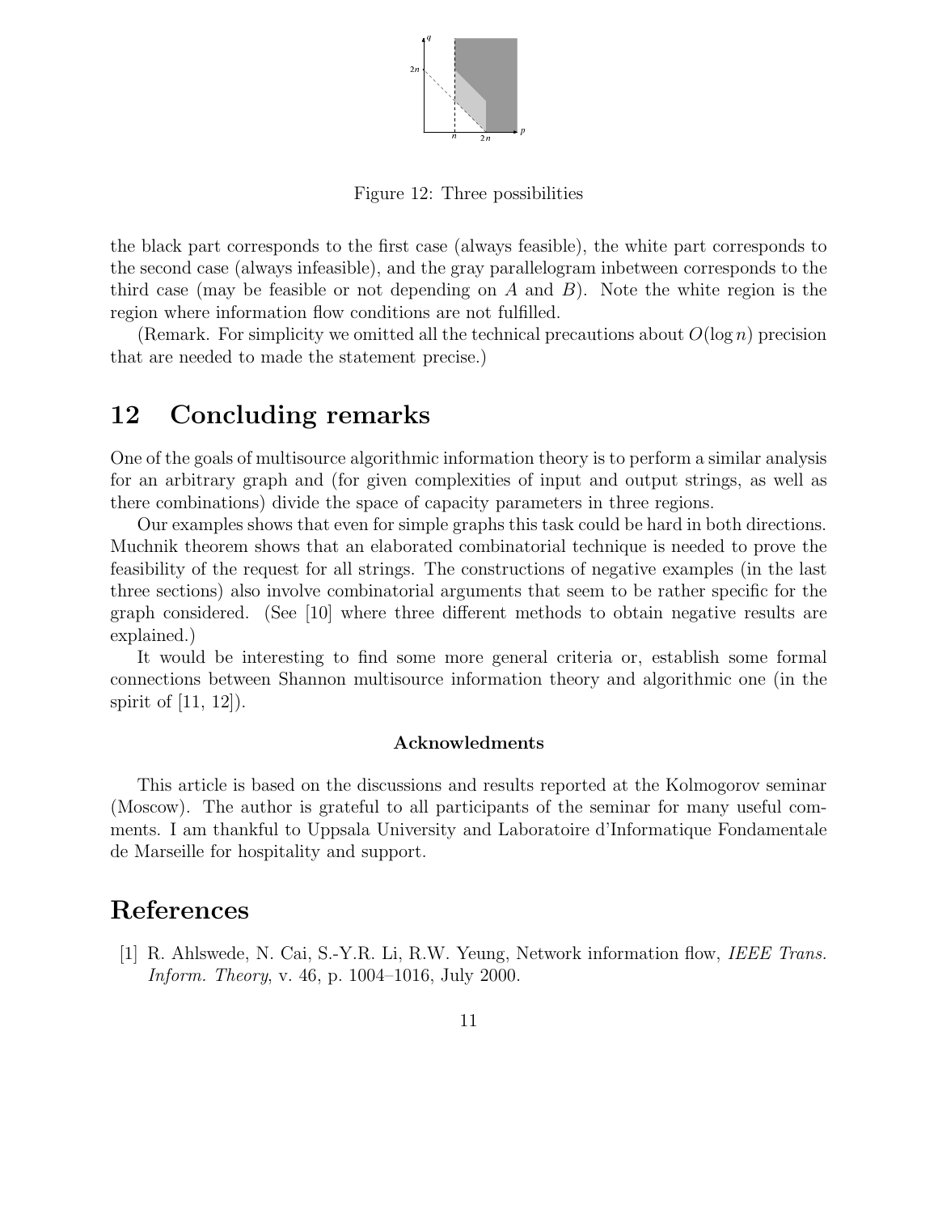q

2n

n

2n

p

Figure 12: Three possibilities

the black part corresponds to the first case (always feasible), the white part corresponds to the second case (always infeasible), and the gray parallelogram inbetween corresponds to the third case (may be feasible or not depending on $A$ and $B$). Note the white region is the region where information flow conditions are not fulfilled.

(Remark. For simplicity we omitted all the technical precautions about $O(\log n)$ precision that are needed to made the statement precise.)

## 12 Concluding remarks

One of the goals of multisource algorithmic information theory is to perform a similar analysis for an arbitrary graph and (for given complexities of input and output strings, as well as there combinations) divide the space of capacity parameters in three regions.

Our examples shows that even for simple graphs this task could be hard in both directions. Muchnik theorem shows that an elaborated combinatorial technique is needed to prove the feasibility of the request for all strings. The constructions of negative examples (in the last three sections) also involve combinatorial arguments that seem to be rather specific for the graph considered. (See [10] where three different methods to obtain negative results are explained.)

It would be interesting to find some more general criteria or, establish some formal connections between Shannon multisource information theory and algorithmic one (in the spirit of [11, 12]).

**Acknowledments**

This article is based on the discussions and results reported at the Kolmogorov seminar (Moscow). The author is grateful to all participants of the seminar for many useful comments. I am thankful to Uppsala University and Laboratoire d'Informatique Fondamentale de Marseille for hospitality and support.

# References

[1] R. Ahlswede, N. Cai, S.-Y.R. Li, R.W. Yeung, Network information flow, *IEEE Trans. Inform. Theory*, v. 46, p. 1004–1016, July 2000.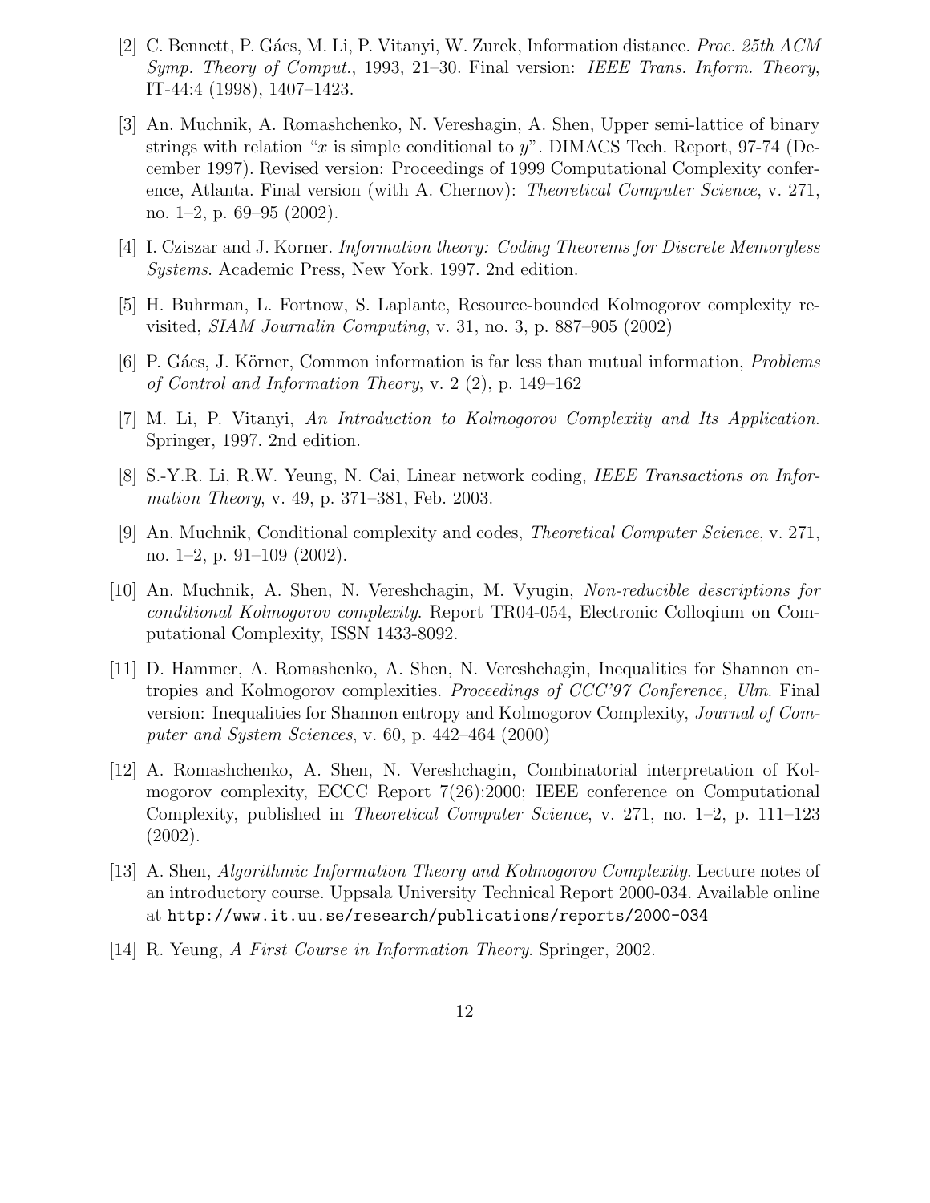[2] C. Bennett, P. Gács, M. Li, P. Vitanyi, W. Zurek, Information distance. *Proc. 25th ACM Symp. Theory of Comput.*, 1993, 21–30. Final version: *IEEE Trans. Inform. Theory*, IT-44:4 (1998), 1407–1423.

[3] An. Muchnik, A. Romashchenko, N. Vereshagin, A. Shen, Upper semi-lattice of binary strings with relation "$x$ is simple conditional to $y$". DIMACS Tech. Report, 97-74 (December 1997). Revised version: Proceedings of 1999 Computational Complexity conference, Atlanta. Final version (with A. Chernov): *Theoretical Computer Science*, v. 271, no. 1–2, p. 69–95 (2002).

[4] I. Cziszar and J. Korner. *Information theory: Coding Theorems for Discrete Memoryless Systems*. Academic Press, New York. 1997. 2nd edition.

[5] H. Buhrman, L. Fortnow, S. Laplante, Resource-bounded Kolmogorov complexity revisited, *SIAM Journalin Computing*, v. 31, no. 3, p. 887–905 (2002)

[6] P. Gács, J. Körner, Common information is far less than mutual information, *Problems of Control and Information Theory*, v. 2 (2), p. 149–162

[7] M. Li, P. Vitanyi, *An Introduction to Kolmogorov Complexity and Its Application*. Springer, 1997. 2nd edition.

[8] S.-Y.R. Li, R.W. Yeung, N. Cai, Linear network coding, *IEEE Transactions on Information Theory*, v. 49, p. 371–381, Feb. 2003.

[9] An. Muchnik, Conditional complexity and codes, *Theoretical Computer Science*, v. 271, no. 1–2, p. 91–109 (2002).

[10] An. Muchnik, A. Shen, N. Vereshchagin, M. Vyugin, *Non-reducible descriptions for conditional Kolmogorov complexity*. Report TR04-054, Electronic Colloqium on Computational Complexity, ISSN 1433-8092.

[11] D. Hammer, A. Romashenko, A. Shen, N. Vereshchagin, Inequalities for Shannon entropies and Kolmogorov complexities. *Proceedings of CCC'97 Conference, Ulm*. Final version: Inequalities for Shannon entropy and Kolmogorov Complexity, *Journal of Computer and System Sciences*, v. 60, p. 442–464 (2000)

[12] A. Romashchenko, A. Shen, N. Vereshchagin, Combinatorial interpretation of Kolmogorov complexity, ECCC Report 7(26):2000; IEEE conference on Computational Complexity, published in *Theoretical Computer Science*, v. 271, no. 1–2, p. 111–123 (2002).

[13] A. Shen, *Algorithmic Information Theory and Kolmogorov Complexity*. Lecture notes of an introductory course. Uppsala University Technical Report 2000-034. Available online at `http://www.it.uu.se/research/publications/reports/2000-034`

[14] R. Yeung, *A First Course in Information Theory*. Springer, 2002.